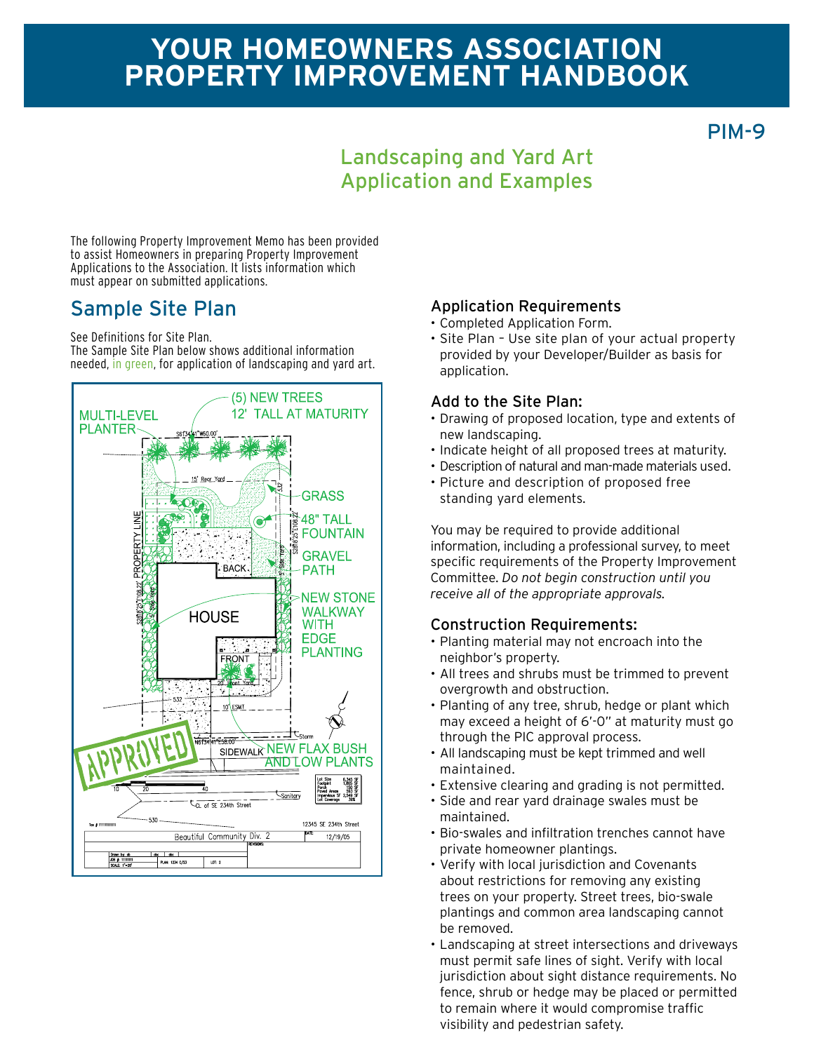# YOUR HOMEOWNERS ASSOCIATION PROPERTY IMPROVEMENT HANDBOOK

PIM-9

## Landscaping and Yard Art Application and Examples

The following Property Improvement Memo has been provided to assist Homeowners in preparing Property Improvement Applications to the Association. It lists information which must appear on submitted applications.

## Sample Site Plan

See Definitions for Site Plan.
The Sample Site Plan below shows additional information needed, in green, for application of landscaping and yard art.

### Application Requirements

- Completed Application Form.
- Site Plan – Use site plan of your actual property provided by your Developer/Builder as basis for application.

### Add to the Site Plan:

- Drawing of proposed location, type and extents of new landscaping.
- Indicate height of all proposed trees at maturity.
- Description of natural and man-made materials used.
- Picture and description of proposed free standing yard elements.

You may be required to provide additional information, including a professional survey, to meet specific requirements of the Property Improvement Committee. *Do not begin construction until you receive all of the appropriate approvals.*

### Construction Requirements:

- Planting material may not encroach into the neighbor's property.
- All trees and shrubs must be trimmed to prevent overgrowth and obstruction.
- Planting of any tree, shrub, hedge or plant which may exceed a height of 6'-0" at maturity must go through the PIC approval process.
- All landscaping must be kept trimmed and well maintained.
- Extensive clearing and grading is not permitted.
- Side and rear yard drainage swales must be maintained.
- Bio-swales and infiltration trenches cannot have private homeowner plantings.
- Verify with local jurisdiction and Covenants about restrictions for removing any existing trees on your property. Street trees, bio-swale plantings and common area landscaping cannot be removed.
- Landscaping at street intersections and driveways must permit safe lines of sight. Verify with local jurisdiction about sight distance requirements. No fence, shrub or hedge may be placed or permitted to remain where it would compromise traffic visibility and pedestrian safety.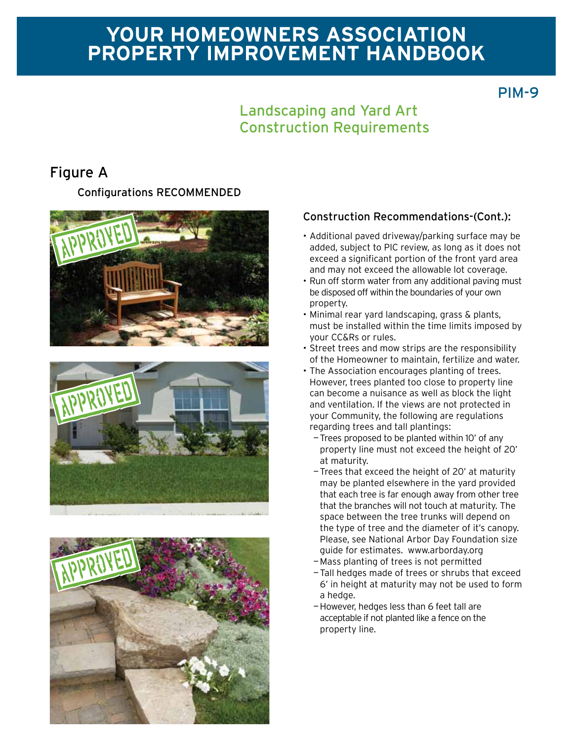# YOUR HOMEOWNERS ASSOCIATION PROPERTY IMPROVEMENT HANDBOOK

PIM-9

## Landscaping and Yard Art Construction Requirements

## Figure A

### Configurations RECOMMENDED

### Construction Recommendations-(Cont.):

- Additional paved driveway/parking surface may be added, subject to PIC review, as long as it does not exceed a significant portion of the front yard area and may not exceed the allowable lot coverage.
- Run off storm water from any additional paving must be disposed off within the boundaries of your own property.
- Minimal rear yard landscaping, grass & plants, must be installed within the time limits imposed by your CC&Rs or rules.
- Street trees and mow strips are the responsibility of the Homeowner to maintain, fertilize and water.
- The Association encourages planting of trees. However, trees planted too close to property line can become a nuisance as well as block the light and ventilation. If the views are not protected in your Community, the following are regulations regarding trees and tall plantings:
  - Trees proposed to be planted within 10' of any property line must not exceed the height of 20' at maturity.
  - Trees that exceed the height of 20' at maturity may be planted elsewhere in the yard provided that each tree is far enough away from other tree that the branches will not touch at maturity. The space between the tree trunks will depend on the type of tree and the diameter of it's canopy. Please, see National Arbor Day Foundation size guide for estimates. www.arborday.org
  - Mass planting of trees is not permitted
  - Tall hedges made of trees or shrubs that exceed 6' in height at maturity may not be used to form a hedge.
  - However, hedges less than 6 feet tall are acceptable if not planted like a fence on the property line.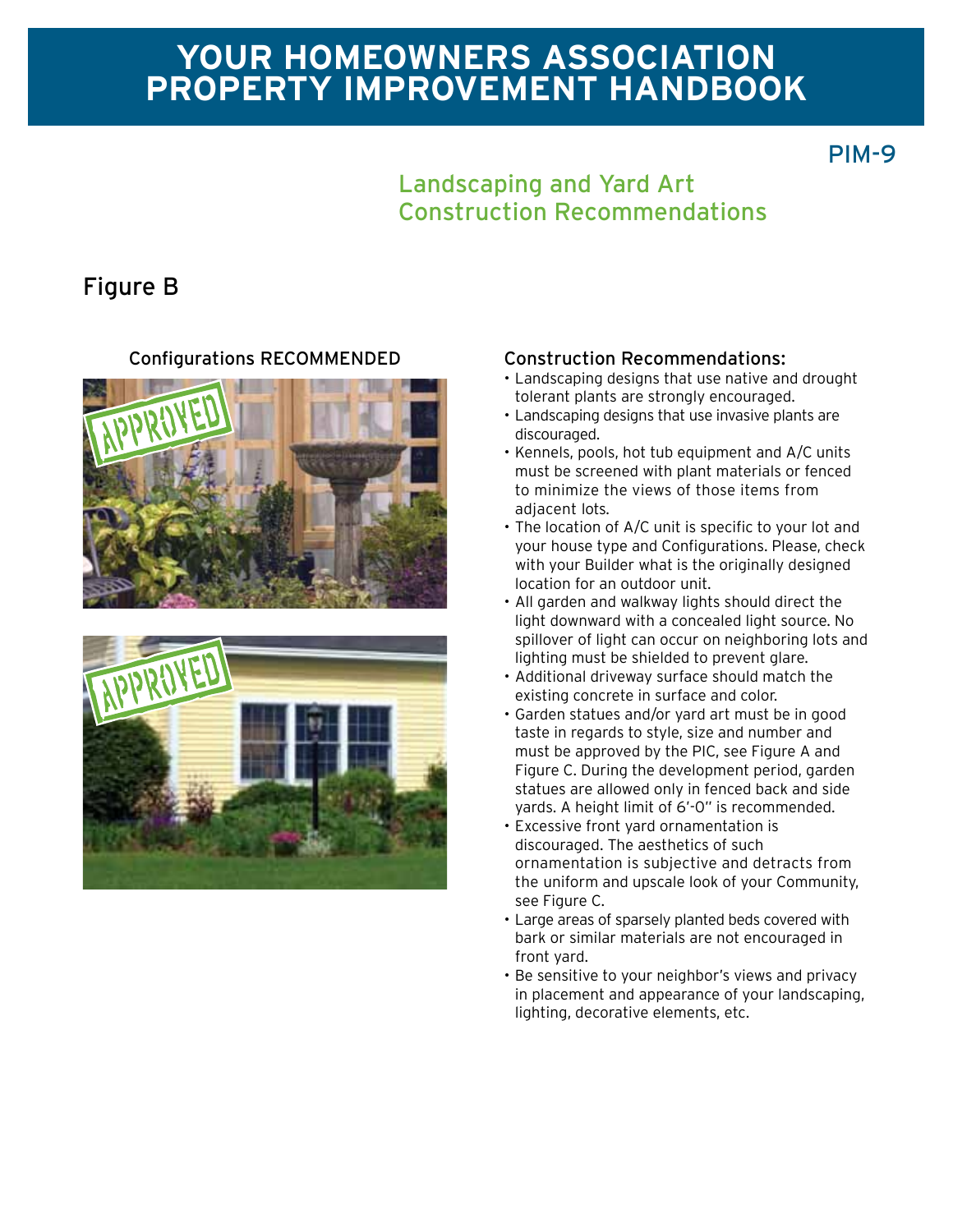# YOUR HOMEOWNERS ASSOCIATION PROPERTY IMPROVEMENT HANDBOOK

PIM-9

## Landscaping and Yard Art Construction Recommendations

## Figure B

### Configurations RECOMMENDED

### Construction Recommendations:

- Landscaping designs that use native and drought tolerant plants are strongly encouraged.
- Landscaping designs that use invasive plants are discouraged.
- Kennels, pools, hot tub equipment and A/C units must be screened with plant materials or fenced to minimize the views of those items from adjacent lots.
- The location of A/C unit is specific to your lot and your house type and Configurations. Please, check with your Builder what is the originally designed location for an outdoor unit.
- All garden and walkway lights should direct the light downward with a concealed light source. No spillover of light can occur on neighboring lots and lighting must be shielded to prevent glare.
- Additional driveway surface should match the existing concrete in surface and color.
- Garden statues and/or yard art must be in good taste in regards to style, size and number and must be approved by the PIC, see Figure A and Figure C. During the development period, garden statues are allowed only in fenced back and side yards. A height limit of 6'-0" is recommended.
- Excessive front yard ornamentation is discouraged. The aesthetics of such ornamentation is subjective and detracts from the uniform and upscale look of your Community, see Figure C.
- Large areas of sparsely planted beds covered with bark or similar materials are not encouraged in front yard.
- Be sensitive to your neighbor's views and privacy in placement and appearance of your landscaping, lighting, decorative elements, etc.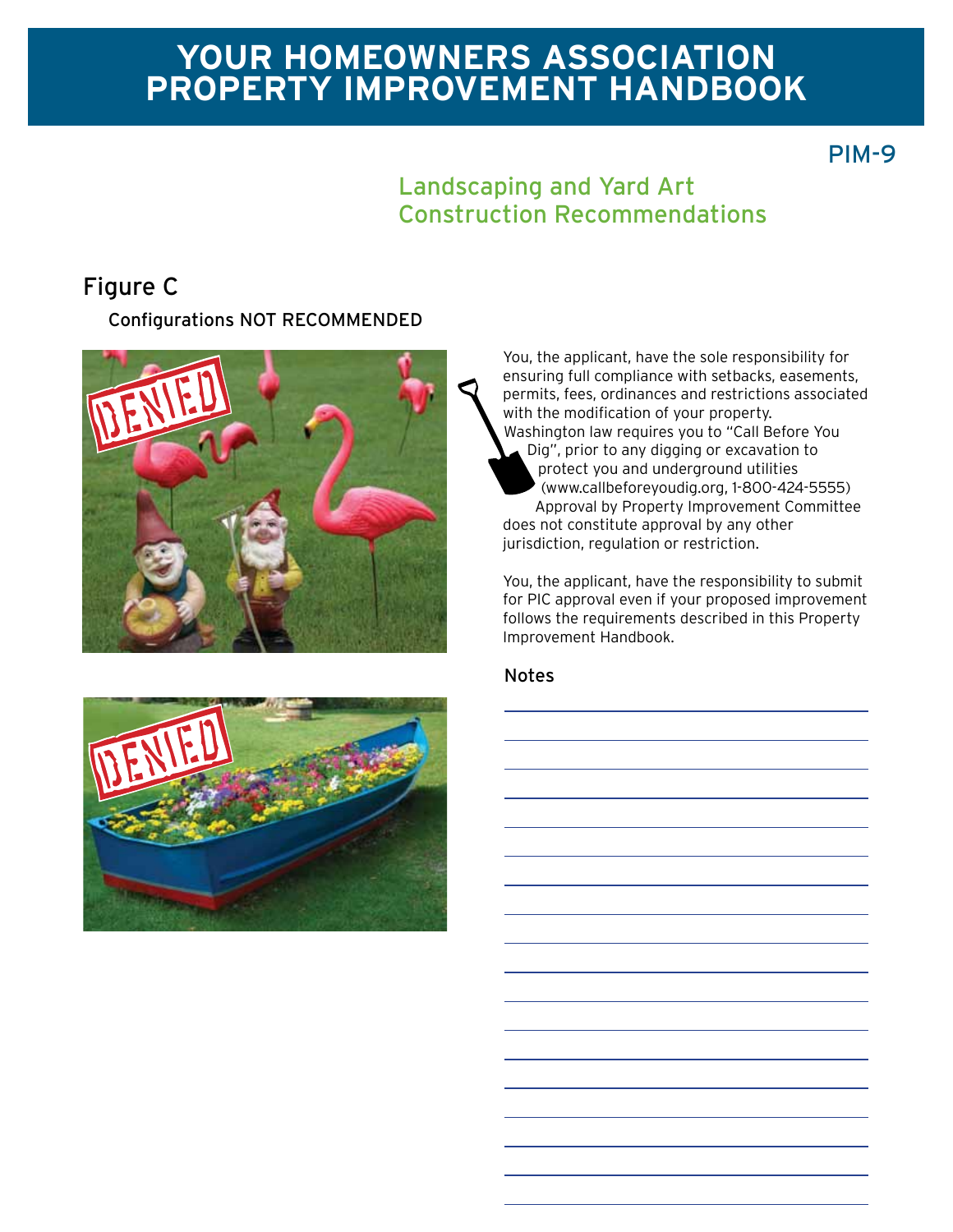# YOUR HOMEOWNERS ASSOCIATION PROPERTY IMPROVEMENT HANDBOOK

PIM-9

## Landscaping and Yard Art Construction Recommendations

### Figure C

Configurations NOT RECOMMENDED

You, the applicant, have the sole responsibility for ensuring full compliance with setbacks, easements, permits, fees, ordinances and restrictions associated with the modification of your property. Washington law requires you to "Call Before You Dig", prior to any digging or excavation to protect you and underground utilities (www.callbeforeyoudig.org, 1-800-424-5555) Approval by Property Improvement Committee does not constitute approval by any other jurisdiction, regulation or restriction.

You, the applicant, have the responsibility to submit for PIC approval even if your proposed improvement follows the requirements described in this Property Improvement Handbook.

Notes